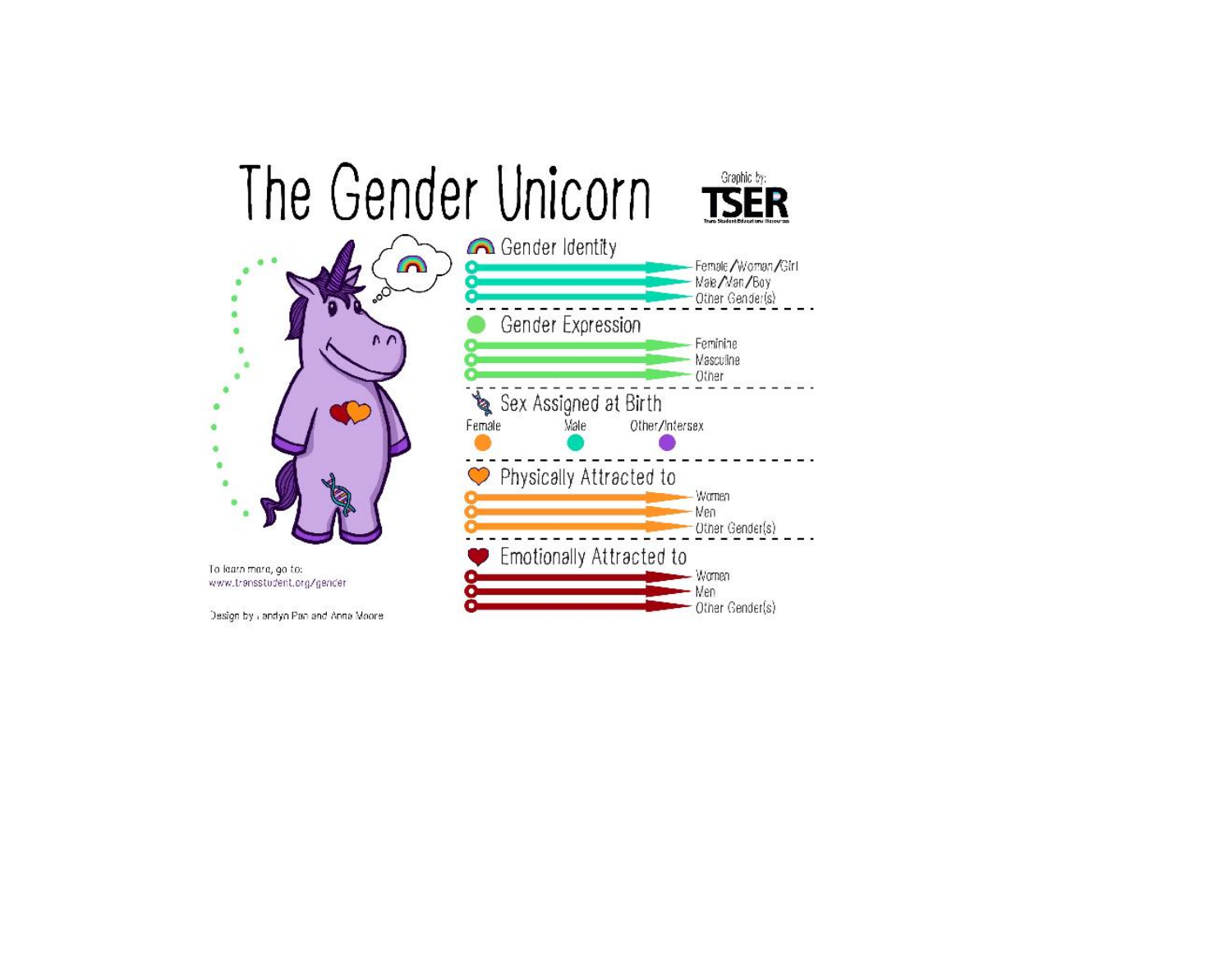# The Gender Unicorn

Graphic by: TSER

Trans Student Educational Resources

## Gender Identity

- Female/Woman/Girl
- Male/Man/Boy
- Other Gender(s)

## Gender Expression

- Feminine
- Masculine
- Other

## Sex Assigned at Birth

- Female
- Male
- Other/Intersex

## Physically Attracted to

- Women
- Men
- Other Gender(s)

## Emotionally Attracted to

- Women
- Men
- Other Gender(s)

To learn more, go to:
www.transstudent.org/gender

Design by Landyn Pan and Anna Moore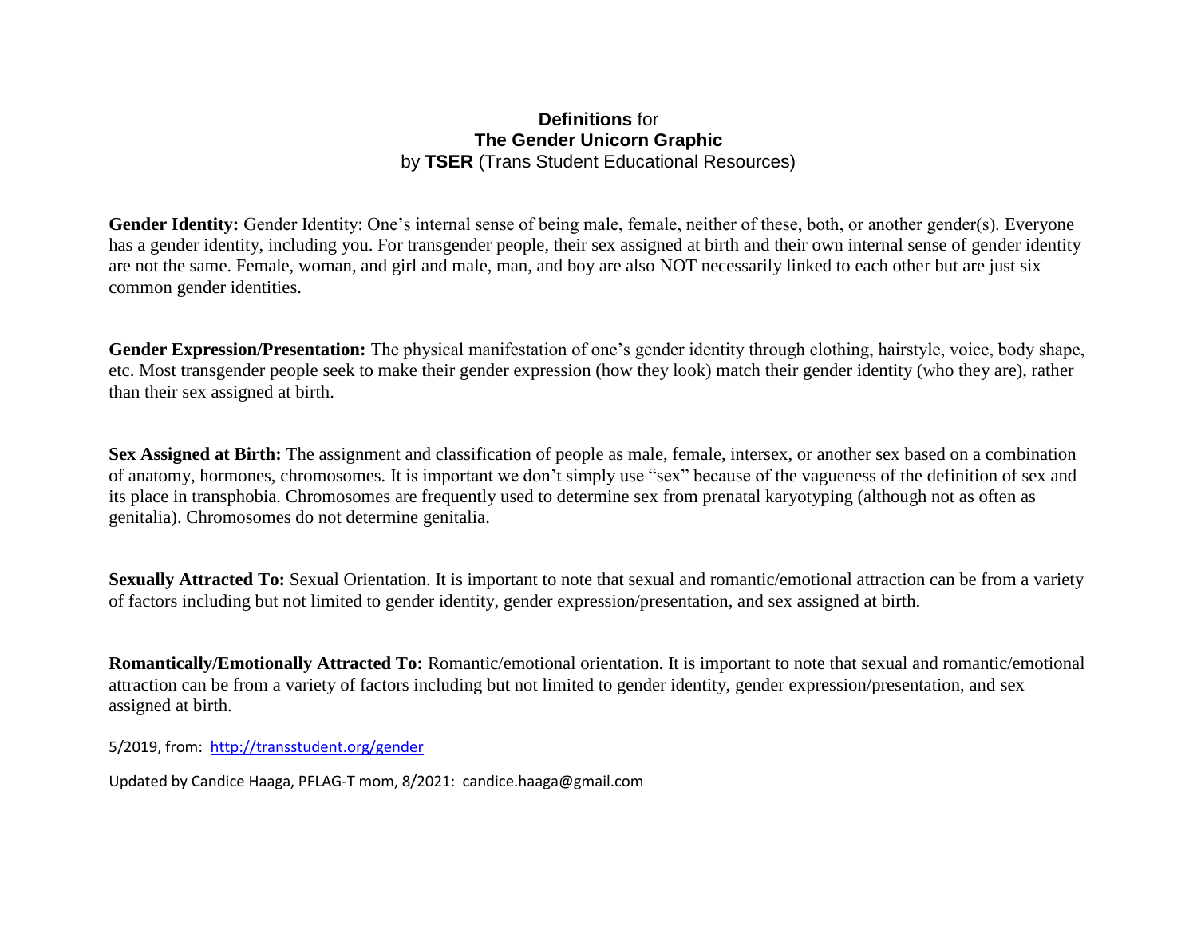**Definitions** for
**The Gender Unicorn Graphic**
by **TSER** (Trans Student Educational Resources)

**Gender Identity:** Gender Identity: One's internal sense of being male, female, neither of these, both, or another gender(s). Everyone has a gender identity, including you. For transgender people, their sex assigned at birth and their own internal sense of gender identity are not the same. Female, woman, and girl and male, man, and boy are also NOT necessarily linked to each other but are just six common gender identities.

**Gender Expression/Presentation:** The physical manifestation of one's gender identity through clothing, hairstyle, voice, body shape, etc. Most transgender people seek to make their gender expression (how they look) match their gender identity (who they are), rather than their sex assigned at birth.

**Sex Assigned at Birth:** The assignment and classification of people as male, female, intersex, or another sex based on a combination of anatomy, hormones, chromosomes. It is important we don't simply use "sex" because of the vagueness of the definition of sex and its place in transphobia. Chromosomes are frequently used to determine sex from prenatal karyotyping (although not as often as genitalia). Chromosomes do not determine genitalia.

**Sexually Attracted To:** Sexual Orientation. It is important to note that sexual and romantic/emotional attraction can be from a variety of factors including but not limited to gender identity, gender expression/presentation, and sex assigned at birth.

**Romantically/Emotionally Attracted To:** Romantic/emotional orientation. It is important to note that sexual and romantic/emotional attraction can be from a variety of factors including but not limited to gender identity, gender expression/presentation, and sex assigned at birth.

5/2019, from: [http://transstudent.org/gender](http://transstudent.org/gender)

Updated by Candice Haaga, PFLAG-T mom, 8/2021: candice.haaga@gmail.com